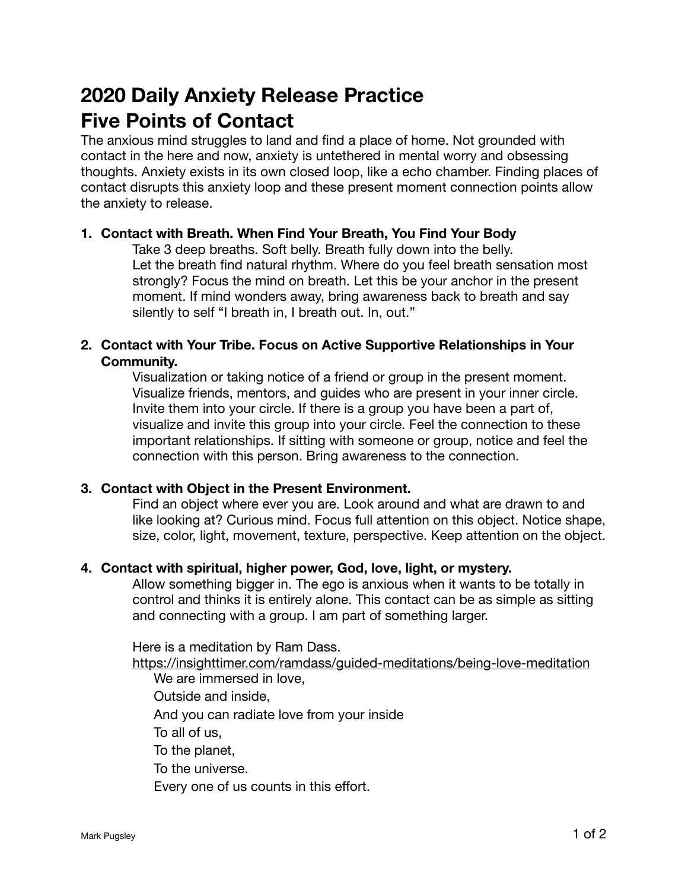# 2020 Daily Anxiety Release Practice
# Five Points of Contact

The anxious mind struggles to land and find a place of home. Not grounded with contact in the here and now, anxiety is untethered in mental worry and obsessing thoughts. Anxiety exists in its own closed loop, like a echo chamber. Finding places of contact disrupts this anxiety loop and these present moment connection points allow the anxiety to release.

1. **Contact with Breath. When Find Your Breath, You Find Your Body**

   Take 3 deep breaths. Soft belly. Breath fully down into the belly.
   Let the breath find natural rhythm. Where do you feel breath sensation most strongly? Focus the mind on breath. Let this be your anchor in the present moment. If mind wonders away, bring awareness back to breath and say silently to self "I breath in, I breath out. In, out."

2. **Contact with Your Tribe. Focus on Active Supportive Relationships in Your Community.**

   Visualization or taking notice of a friend or group in the present moment. Visualize friends, mentors, and guides who are present in your inner circle. Invite them into your circle. If there is a group you have been a part of, visualize and invite this group into your circle. Feel the connection to these important relationships. If sitting with someone or group, notice and feel the connection with this person. Bring awareness to the connection.

3. **Contact with Object in the Present Environment.**

   Find an object where ever you are. Look around and what are drawn to and like looking at? Curious mind. Focus full attention on this object. Notice shape, size, color, light, movement, texture, perspective. Keep attention on the object.

4. **Contact with spiritual, higher power, God, love, light, or mystery.**

   Allow something bigger in. The ego is anxious when it wants to be totally in control and thinks it is entirely alone. This contact can be as simple as sitting and connecting with a group. I am part of something larger.

   Here is a meditation by Ram Dass.
   [https://insighttimer.com/ramdass/guided-meditations/being-love-meditation](https://insighttimer.com/ramdass/guided-meditations/being-love-meditation)

   > We are immersed in love,
   > Outside and inside,
   > And you can radiate love from your inside
   > To all of us,
   > To the planet,
   > To the universe.
   > Every one of us counts in this effort.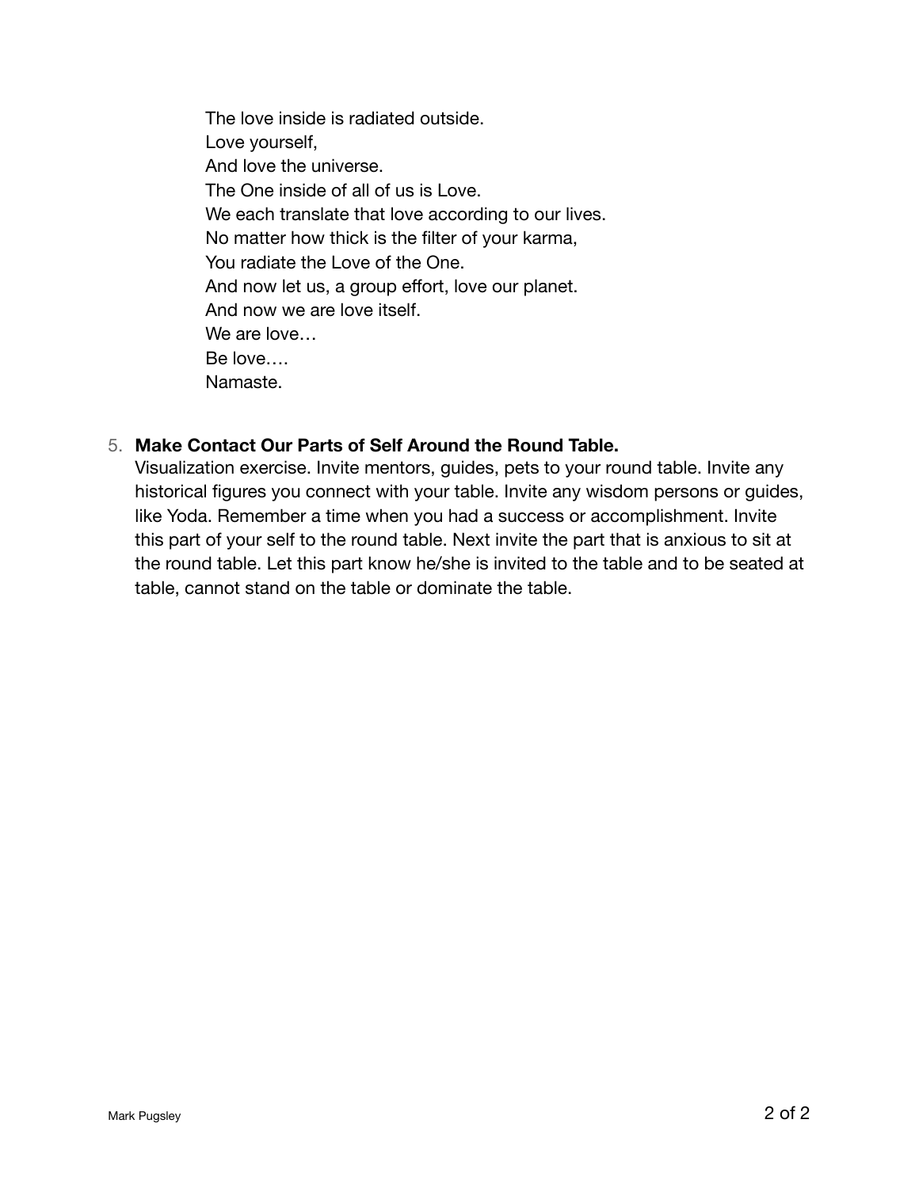The love inside is radiated outside.
Love yourself,
And love the universe.
The One inside of all of us is Love.
We each translate that love according to our lives.
No matter how thick is the filter of your karma,
You radiate the Love of the One.
And now let us, a group effort, love our planet.
And now we are love itself.
We are love…
Be love….
Namaste.

5. **Make Contact Our Parts of Self Around the Round Table.**
   Visualization exercise. Invite mentors, guides, pets to your round table. Invite any historical figures you connect with your table. Invite any wisdom persons or guides, like Yoda. Remember a time when you had a success or accomplishment. Invite this part of your self to the round table. Next invite the part that is anxious to sit at the round table. Let this part know he/she is invited to the table and to be seated at table, cannot stand on the table or dominate the table.